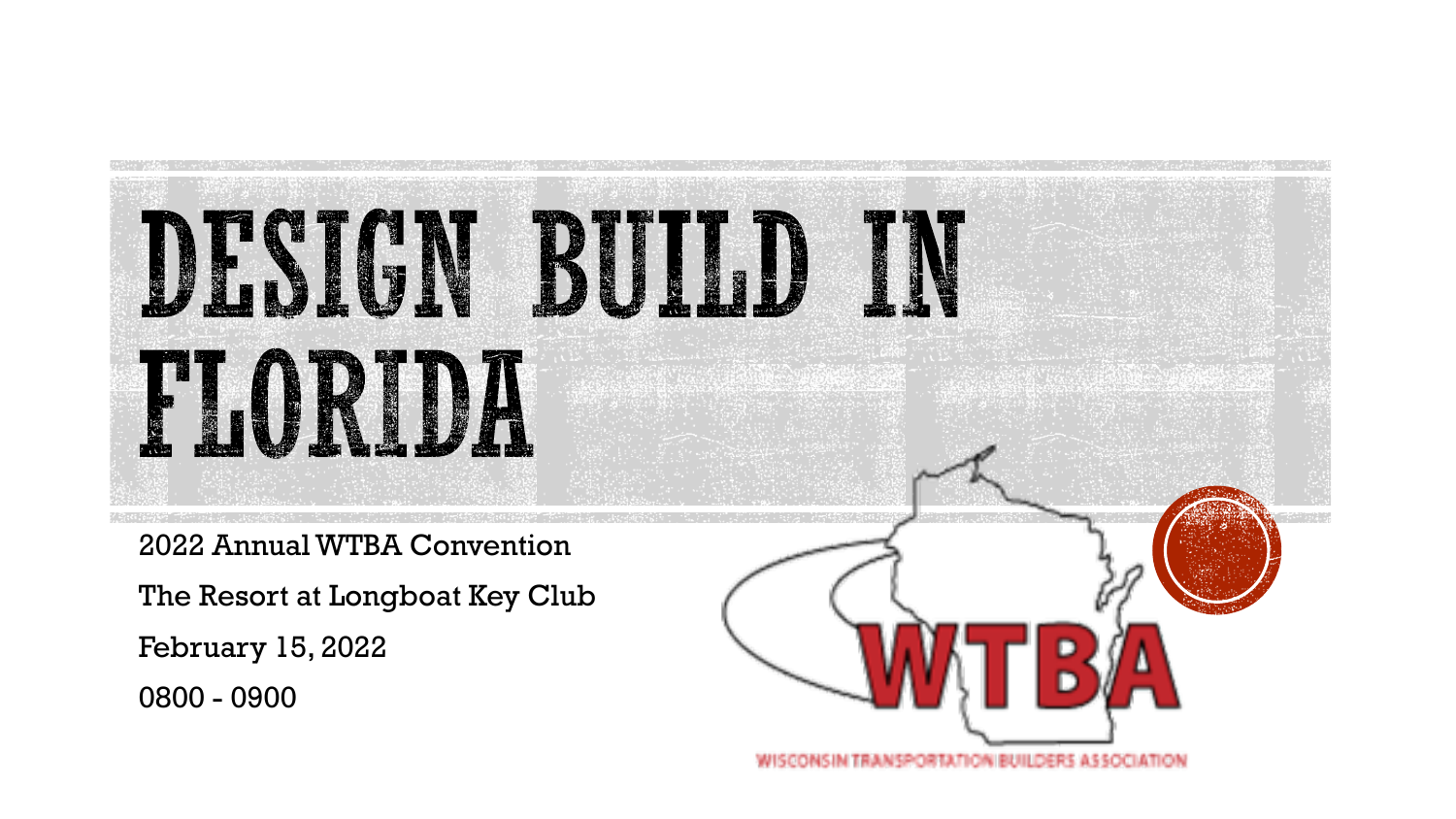# DESIGN BUILD IN FLORIDA

2022 Annual WTBA Convention

The Resort at Longboat Key Club

February 15, 2022

0800 - 0900

WTBA

WISCONSIN TRANSPORTATION BUILDERS ASSOCIATION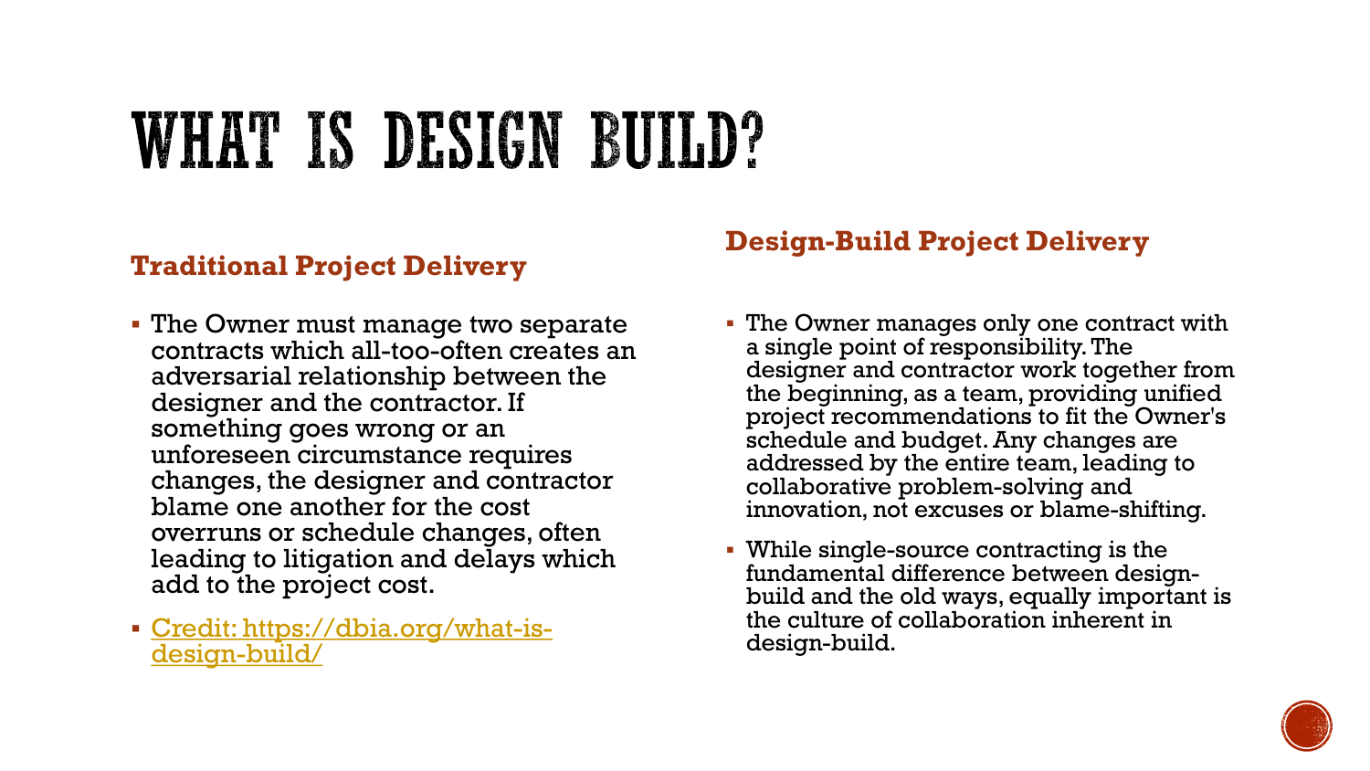# WHAT IS DESIGN BUILD?

### Traditional Project Delivery

- The Owner must manage two separate contracts which all-too-often creates an adversarial relationship between the designer and the contractor. If something goes wrong or an unforeseen circumstance requires changes, the designer and contractor blame one another for the cost overruns or schedule changes, often leading to litigation and delays which add to the project cost.
- [Credit: https://dbia.org/what-is-design-build/](https://dbia.org/what-is-design-build/)

### Design-Build Project Delivery

- The Owner manages only one contract with a single point of responsibility. The designer and contractor work together from the beginning, as a team, providing unified project recommendations to fit the Owner's schedule and budget. Any changes are addressed by the entire team, leading to collaborative problem-solving and innovation, not excuses or blame-shifting.
- While single-source contracting is the fundamental difference between design-build and the old ways, equally important is the culture of collaboration inherent in design-build.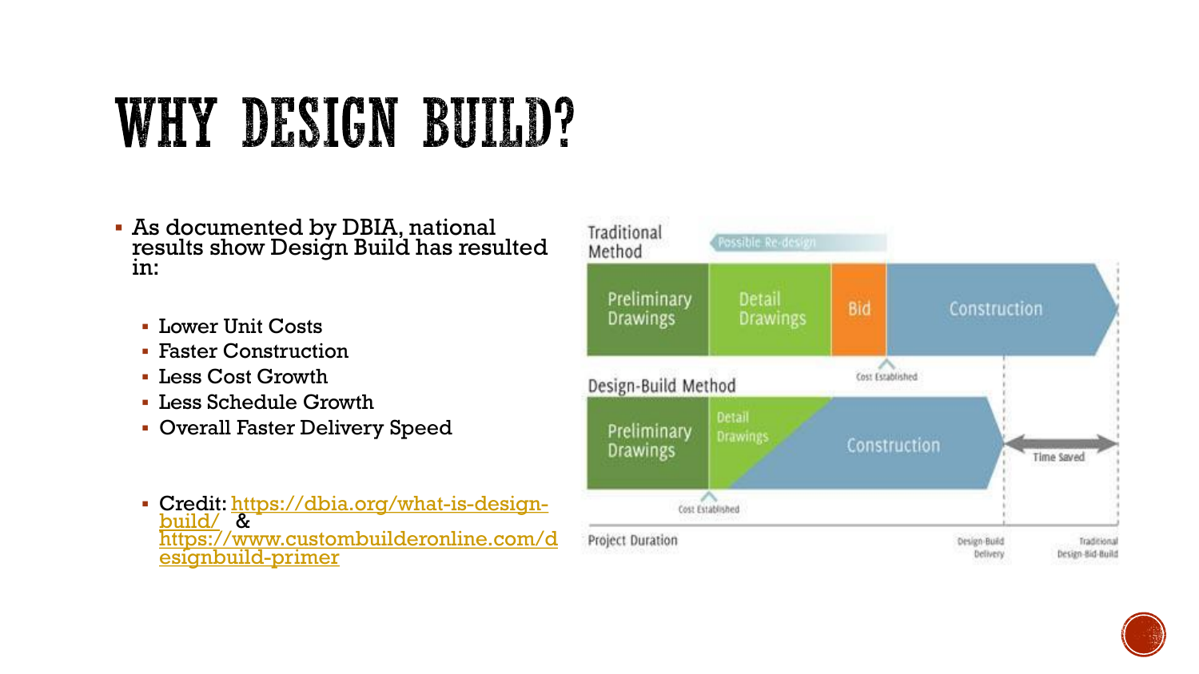# WHY DESIGN BUILD?

- As documented by DBIA, national results show Design Build has resulted in:
  - Lower Unit Costs
  - Faster Construction
  - Less Cost Growth
  - Less Schedule Growth
  - Overall Faster Delivery Speed
  - Credit: https://dbia.org/what-is-design-build/ & https://www.custombuilderonline.com/designbuild-primer

Traditional Method

Possible Re-design

Preliminary Drawings | Detail Drawings | Bid | Construction

Cost Established

Design-Build Method

Preliminary Drawings | Detail Drawings | Construction

Cost Established

Time Saved

Project Duration — Design-Build Delivery — Traditional Design-Bid-Build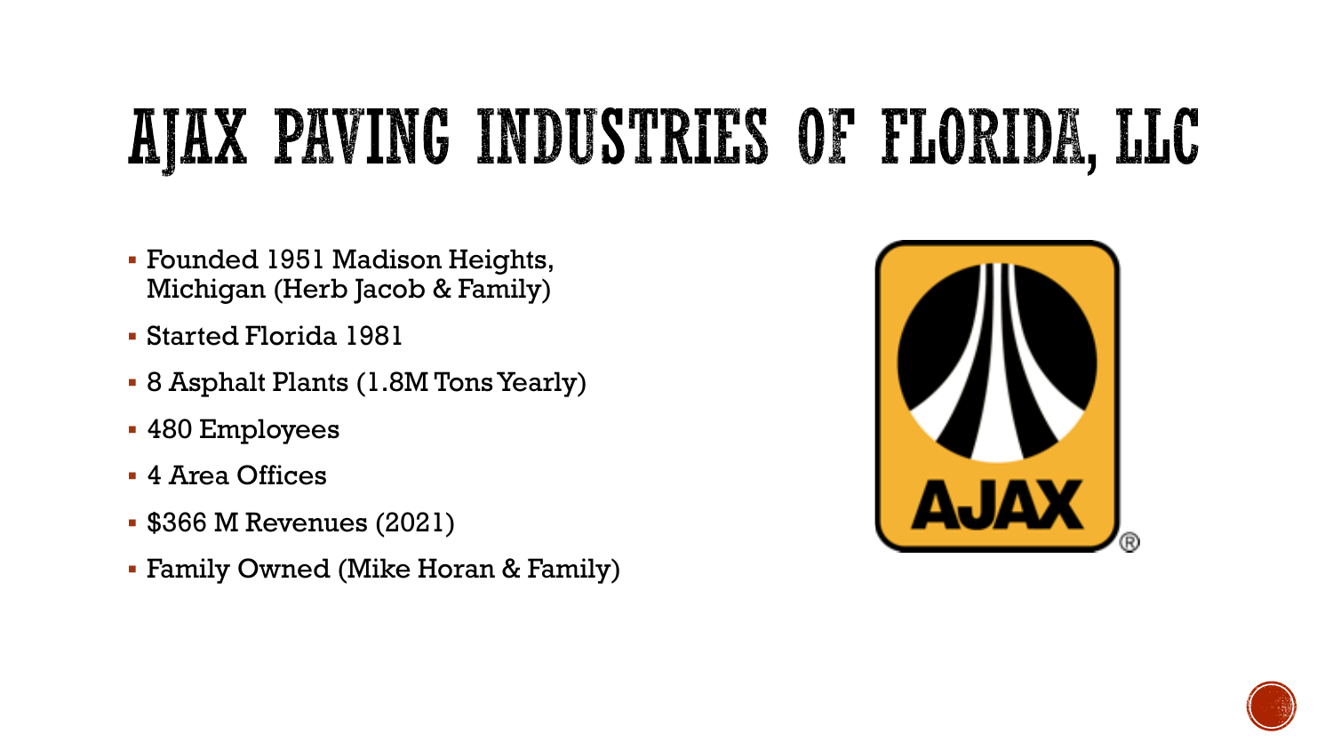# AJAX PAVING INDUSTRIES OF FLORIDA, LLC

- Founded 1951 Madison Heights, Michigan (Herb Jacob & Family)
- Started Florida 1981
- 8 Asphalt Plants (1.8M Tons Yearly)
- 480 Employees
- 4 Area Offices
- $366 M Revenues (2021)
- Family Owned (Mike Horan & Family)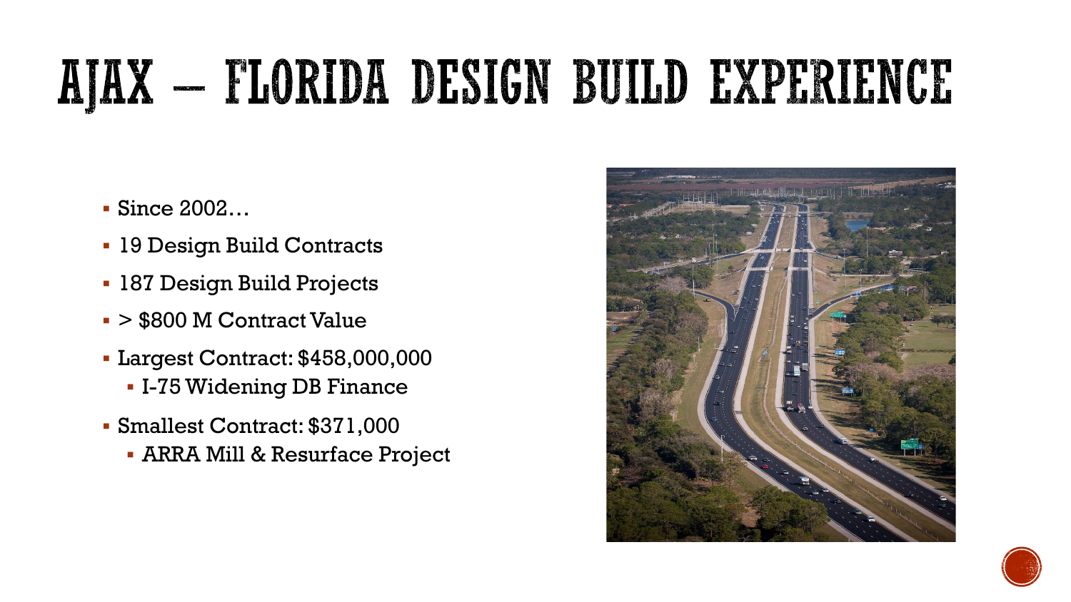# AJAX – FLORIDA DESIGN BUILD EXPERIENCE

- Since 2002…
- 19 Design Build Contracts
- 187 Design Build Projects
- > $800 M Contract Value
- Largest Contract: $458,000,000
  - I-75 Widening DB Finance
- Smallest Contract: $371,000
  - ARRA Mill & Resurface Project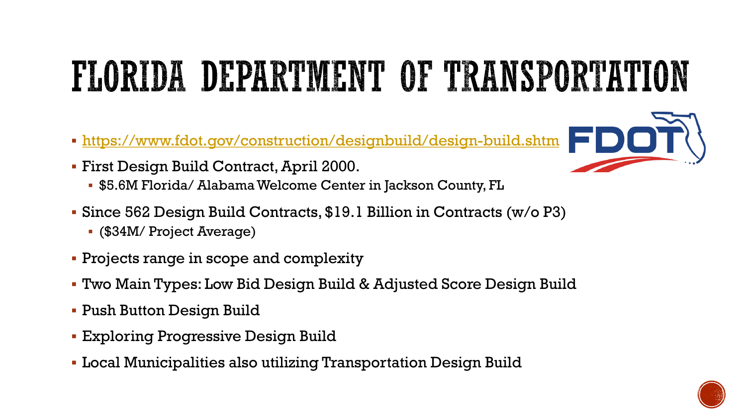# FLORIDA DEPARTMENT OF TRANSPORTATION

- https://www.fdot.gov/construction/designbuild/design-build.shtm
- First Design Build Contract, April 2000.
  - $5.6M Florida/ Alabama Welcome Center in Jackson County, FL
- Since 562 Design Build Contracts, $19.1 Billion in Contracts (w/o P3)
  - ($34M/ Project Average)
- Projects range in scope and complexity
- Two Main Types: Low Bid Design Build & Adjusted Score Design Build
- Push Button Design Build
- Exploring Progressive Design Build
- Local Municipalities also utilizing Transportation Design Build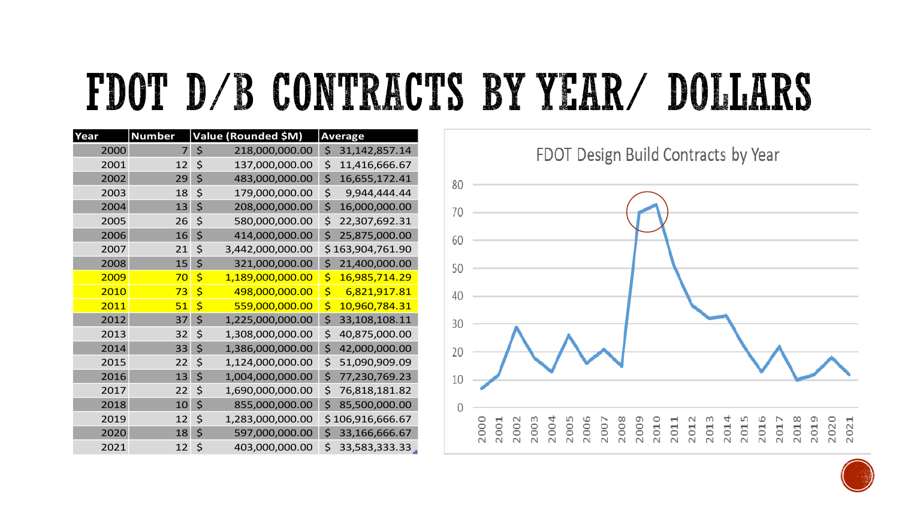# FDOT D/B CONTRACTS BY YEAR/ DOLLARS

| Year | Number | Value (Rounded $M) | Average |
|---|---|---|---|
| 2000 | 7 | $ 218,000,000.00 | $ 31,142,857.14 |
| 2001 | 12 | $ 137,000,000.00 | $ 11,416,666.67 |
| 2002 | 29 | $ 483,000,000.00 | $ 16,655,172.41 |
| 2003 | 18 | $ 179,000,000.00 | $ 9,944,444.44 |
| 2004 | 13 | $ 208,000,000.00 | $ 16,000,000.00 |
| 2005 | 26 | $ 580,000,000.00 | $ 22,307,692.31 |
| 2006 | 16 | $ 414,000,000.00 | $ 25,875,000.00 |
| 2007 | 21 | $ 3,442,000,000.00 | $ 163,904,761.90 |
| 2008 | 15 | $ 321,000,000.00 | $ 21,400,000.00 |
| 2009 | 70 | $ 1,189,000,000.00 | $ 16,985,714.29 |
| 2010 | 73 | $ 498,000,000.00 | $ 6,821,917.81 |
| 2011 | 51 | $ 559,000,000.00 | $ 10,960,784.31 |
| 2012 | 37 | $ 1,225,000,000.00 | $ 33,108,108.11 |
| 2013 | 32 | $ 1,308,000,000.00 | $ 40,875,000.00 |
| 2014 | 33 | $ 1,386,000,000.00 | $ 42,000,000.00 |
| 2015 | 22 | $ 1,124,000,000.00 | $ 51,090,909.09 |
| 2016 | 13 | $ 1,004,000,000.00 | $ 77,230,769.23 |
| 2017 | 22 | $ 1,690,000,000.00 | $ 76,818,181.82 |
| 2018 | 10 | $ 855,000,000.00 | $ 85,500,000.00 |
| 2019 | 12 | $ 1,283,000,000.00 | $ 106,916,666.67 |
| 2020 | 18 | $ 597,000,000.00 | $ 33,166,666.67 |
| 2021 | 12 | $ 403,000,000.00 | $ 33,583,333.33 |

FDOT Design Build Contracts by Year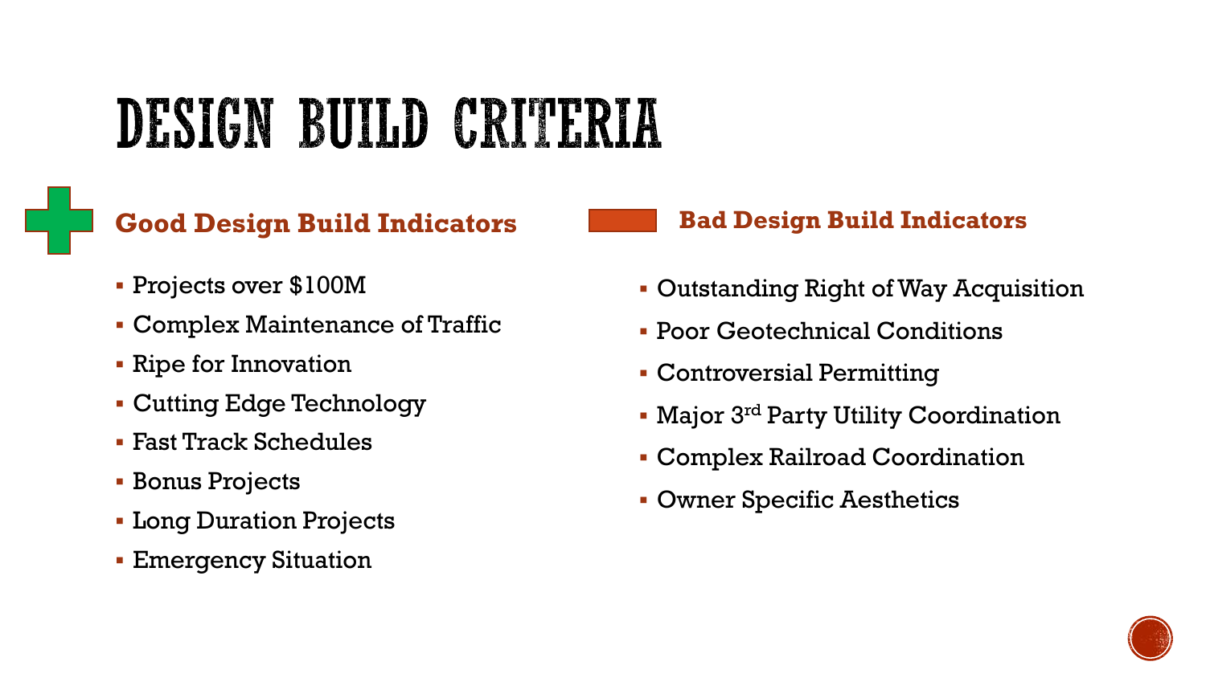# DESIGN BUILD CRITERIA

## Good Design Build Indicators

- Projects over $100M
- Complex Maintenance of Traffic
- Ripe for Innovation
- Cutting Edge Technology
- Fast Track Schedules
- Bonus Projects
- Long Duration Projects
- Emergency Situation

## Bad Design Build Indicators

- Outstanding Right of Way Acquisition
- Poor Geotechnical Conditions
- Controversial Permitting
- Major 3rd Party Utility Coordination
- Complex Railroad Coordination
- Owner Specific Aesthetics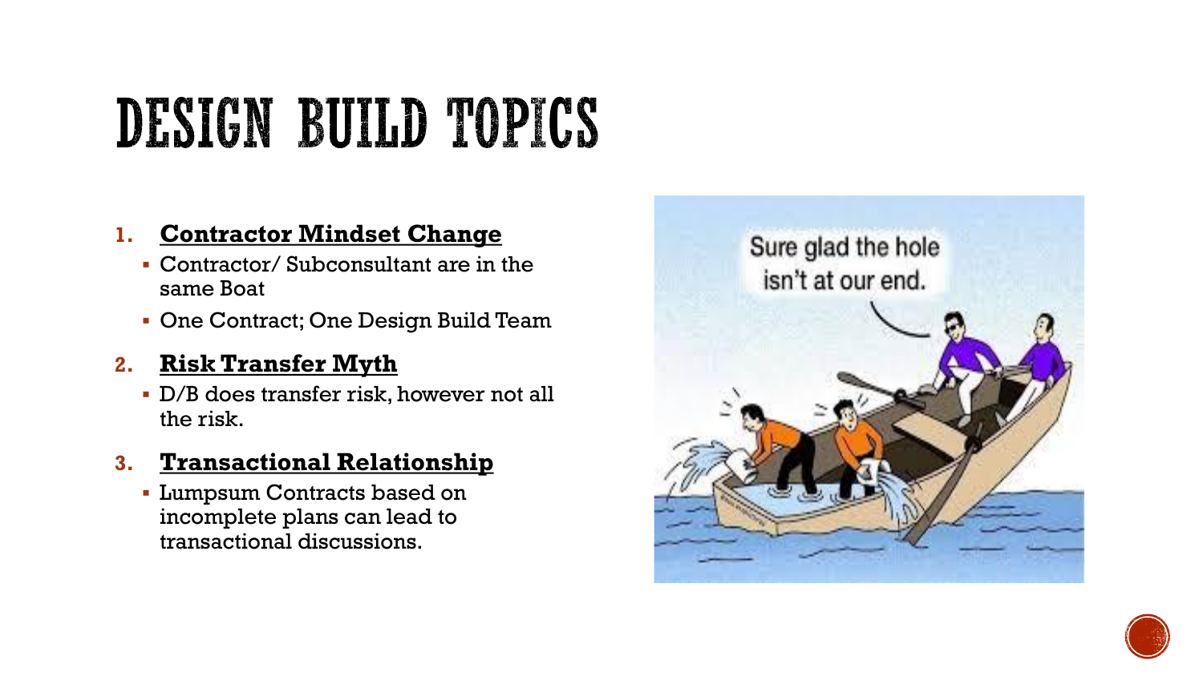# DESIGN BUILD TOPICS

1. **Contractor Mindset Change**
   - Contractor/ Subconsultant are in the same Boat
   - One Contract; One Design Build Team
2. **Risk Transfer Myth**
   - D/B does transfer risk, however not all the risk.
3. **Transactional Relationship**
   - Lumpsum Contracts based on incomplete plans can lead to transactional discussions.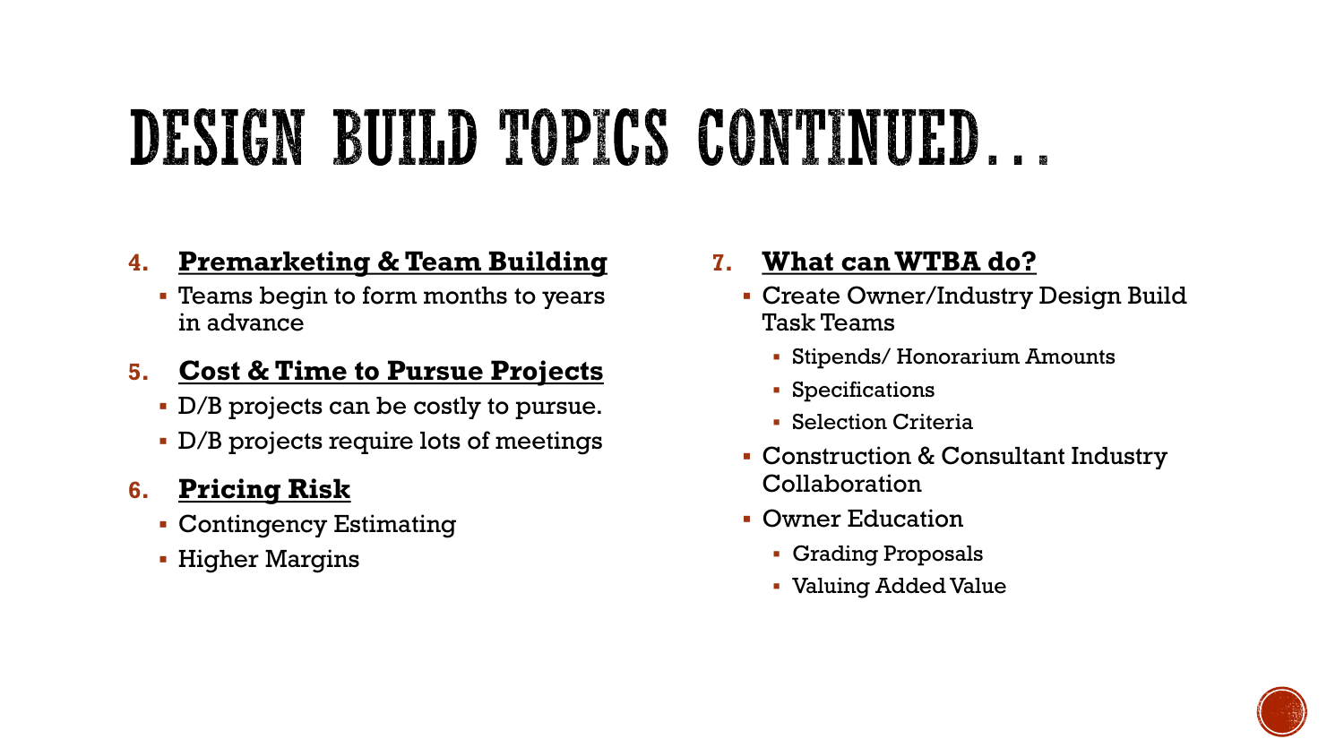# DESIGN BUILD TOPICS CONTINUED…

4. **Premarketing & Team Building**
   - Teams begin to form months to years in advance
5. **Cost & Time to Pursue Projects**
   - D/B projects can be costly to pursue.
   - D/B projects require lots of meetings
6. **Pricing Risk**
   - Contingency Estimating
   - Higher Margins
7. **What can WTBA do?**
   - Create Owner/Industry Design Build Task Teams
     - Stipends/ Honorarium Amounts
     - Specifications
     - Selection Criteria
   - Construction & Consultant Industry Collaboration
   - Owner Education
     - Grading Proposals
     - Valuing Added Value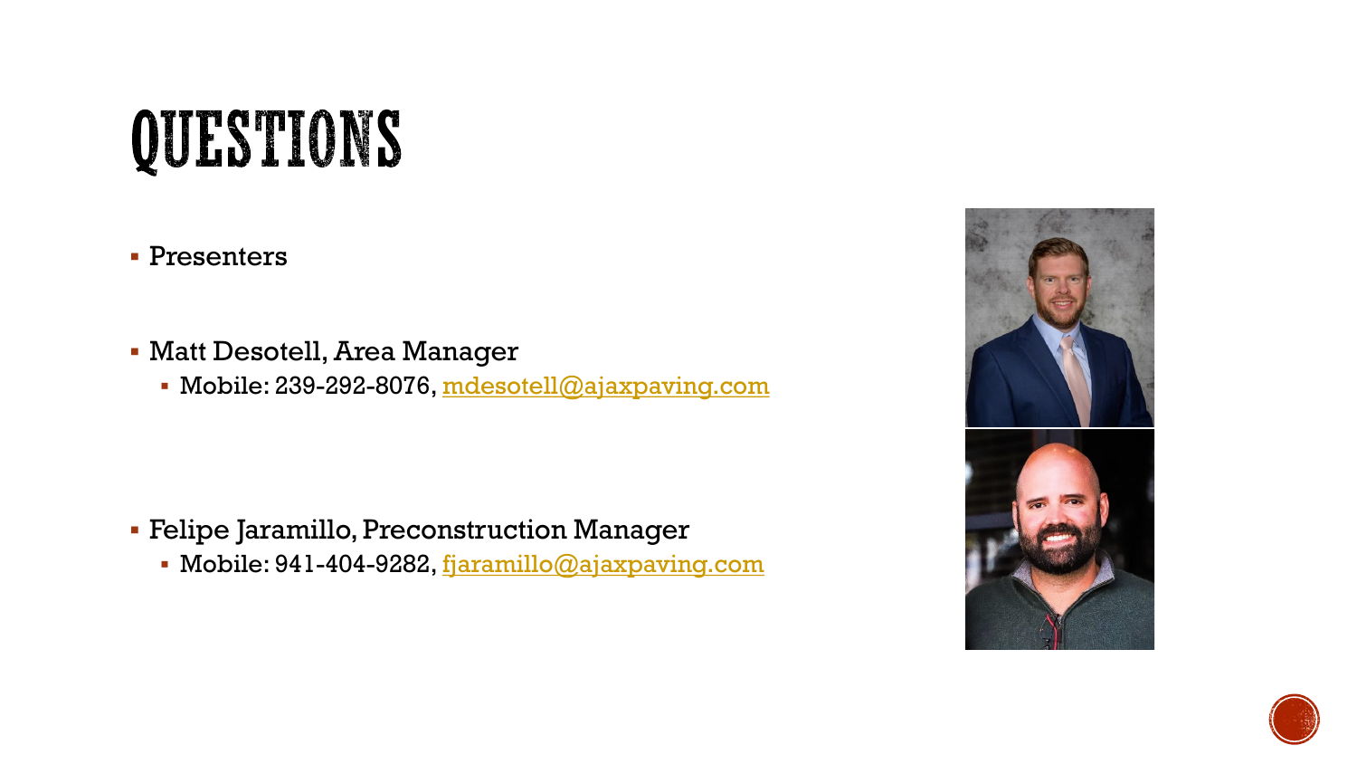# QUESTIONS

- Presenters

- Matt Desotell, Area Manager
  - Mobile: 239-292-8076, mdesotell@ajaxpaving.com

- Felipe Jaramillo, Preconstruction Manager
  - Mobile: 941-404-9282, fjaramillo@ajaxpaving.com